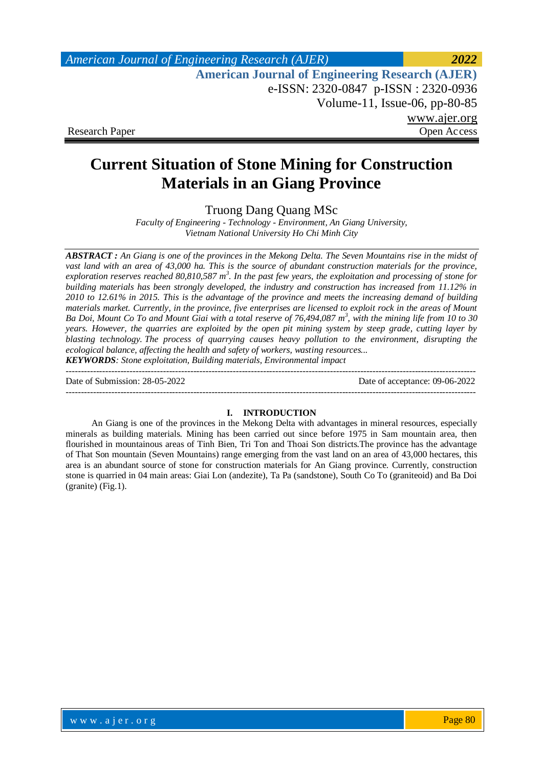Research Paper Open Access

# Current Situation of Stone Mining for Construction Materials in an Giang Province

Truong Dang Quang MSc

*Faculty of Engineering - Technology - Environment, An Giang University, Vietnam National University Ho Chi Minh City*

***ABSTRACT :*** *An Giang is one of the provinces in the Mekong Delta. The Seven Mountains rise in the midst of vast land with an area of 43,000 ha. This is the source of abundant construction materials for the province, exploration reserves reached 80,810,587 $m^3$. In the past few years, the exploitation and processing of stone for building materials has been strongly developed, the industry and construction has increased from 11.12% in 2010 to 12.61% in 2015. This is the advantage of the province and meets the increasing demand of building materials market. Currently, in the province, five enterprises are licensed to exploit rock in the areas of Mount Ba Doi, Mount Co To and Mount Giai with a total reserve of 76,494,087 $m^3$, with the mining life from 10 to 30 years. However, the quarries are exploited by the open pit mining system by steep grade, cutting layer by blasting technology. The process of quarrying causes heavy pollution to the environment, disrupting the ecological balance, affecting the health and safety of workers, wasting resources...*

***KEYWORDS****: Stone exploitation, Building materials, Environmental impact*

Date of Submission: 28-05-2022 Date of acceptance: 09-06-2022

## I. INTRODUCTION

An Giang is one of the provinces in the Mekong Delta with advantages in mineral resources, especially minerals as building materials. Mining has been carried out since before 1975 in Sam mountain area, then flourished in mountainous areas of Tinh Bien, Tri Ton and Thoai Son districts.The province has the advantage of That Son mountain (Seven Mountains) range emerging from the vast land on an area of 43,000 hectares, this area is an abundant source of stone for construction materials for An Giang province. Currently, construction stone is quarried in 04 main areas: Giai Lon (andezite), Ta Pa (sandstone), South Co To (graniteoid) and Ba Doi (granite) (Fig.1).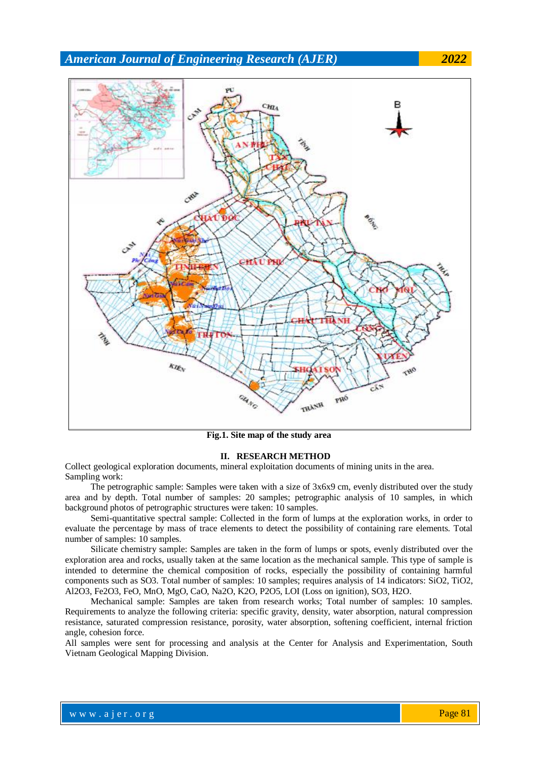Fig.1. Site map of the study area

## II. RESEARCH METHOD

Collect geological exploration documents, mineral exploitation documents of mining units in the area.

Sampling work:

The petrographic sample: Samples were taken with a size of 3x6x9 cm, evenly distributed over the study area and by depth. Total number of samples: 20 samples; petrographic analysis of 10 samples, in which background photos of petrographic structures were taken: 10 samples.

Semi-quantitative spectral sample: Collected in the form of lumps at the exploration works, in order to evaluate the percentage by mass of trace elements to detect the possibility of containing rare elements. Total number of samples: 10 samples.

Silicate chemistry sample: Samples are taken in the form of lumps or spots, evenly distributed over the exploration area and rocks, usually taken at the same location as the mechanical sample. This type of sample is intended to determine the chemical composition of rocks, especially the possibility of containing harmful components such as $SO_3$. Total number of samples: 10 samples; requires analysis of 14 indicators: $SiO_2$, $TiO_2$, $Al_2O_3$, $Fe_2O_3$, $FeO$, $MnO$, $MgO$, $CaO$, $Na_2O$, $K_2O$, $P_2O_5$, LOI (Loss on ignition), $SO_3$, $H_2O$.

Mechanical sample: Samples are taken from research works; Total number of samples: 10 samples. Requirements to analyze the following criteria: specific gravity, density, water absorption, natural compression resistance, saturated compression resistance, porosity, water absorption, softening coefficient, internal friction angle, cohesion force.

All samples were sent for processing and analysis at the Center for Analysis and Experimentation, South Vietnam Geological Mapping Division.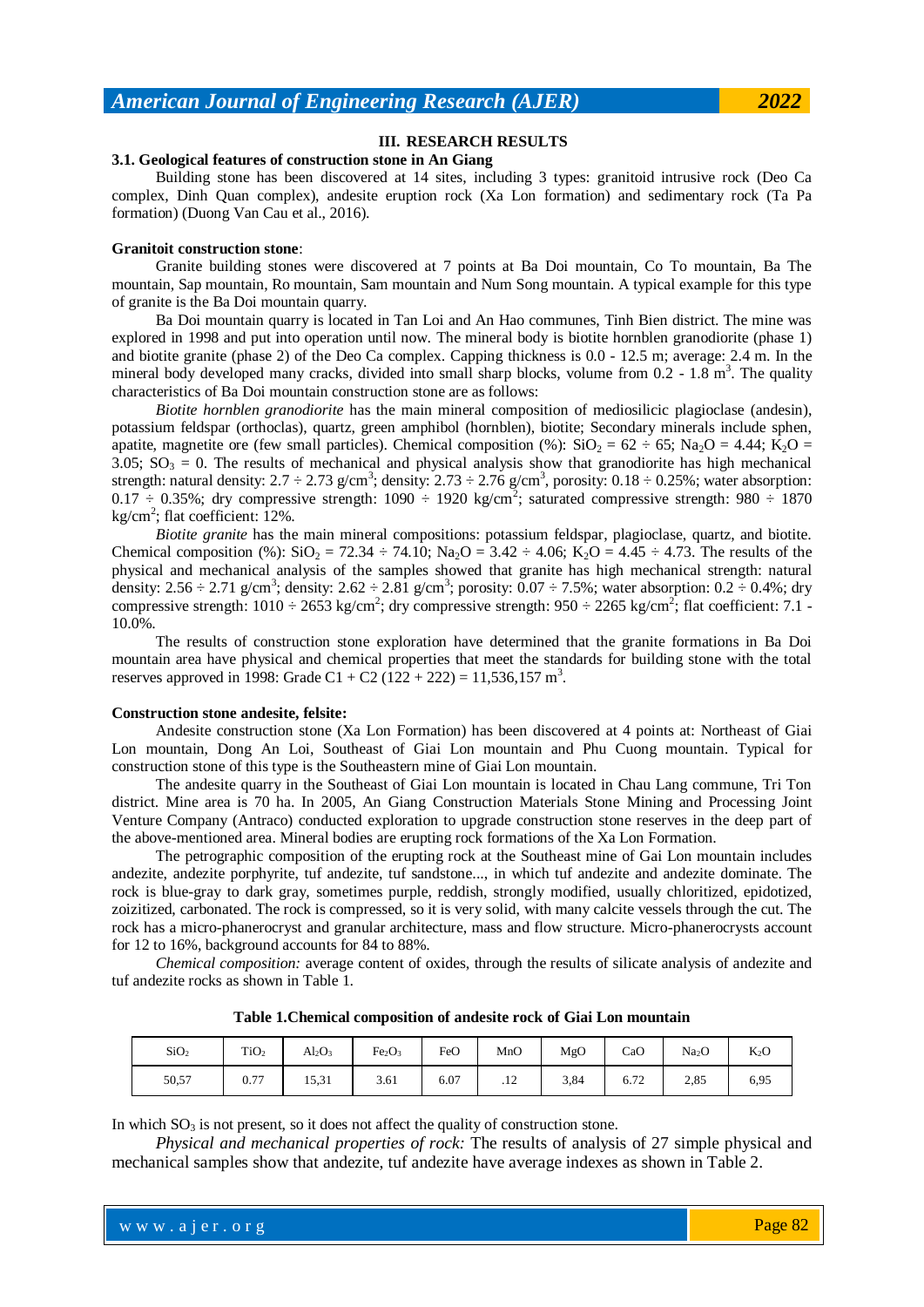## III. RESEARCH RESULTS

### 3.1. Geological features of construction stone in An Giang

Building stone has been discovered at 14 sites, including 3 types: granitoid intrusive rock (Deo Ca complex, Dinh Quan complex), andesite eruption rock (Xa Lon formation) and sedimentary rock (Ta Pa formation) (Duong Van Cau et al., 2016).

**Granitoit construction stone**:

Granite building stones were discovered at 7 points at Ba Doi mountain, Co To mountain, Ba The mountain, Sap mountain, Ro mountain, Sam mountain and Num Song mountain. A typical example for this type of granite is the Ba Doi mountain quarry.

Ba Doi mountain quarry is located in Tan Loi and An Hao communes, Tinh Bien district. The mine was explored in 1998 and put into operation until now. The mineral body is biotite hornblen granodiorite (phase 1) and biotite granite (phase 2) of the Deo Ca complex. Capping thickness is 0.0 - 12.5 m; average: 2.4 m. In the mineral body developed many cracks, divided into small sharp blocks, volume from 0.2 - 1.8 $m^3$. The quality characteristics of Ba Doi mountain construction stone are as follows:

*Biotite hornblen granodiorite* has the main mineral composition of mediosilicic plagioclase (andesin), potassium feldspar (orthoclas), quartz, green amphibol (hornblen), biotite; Secondary minerals include sphen, apatite, magnetite ore (few small particles). Chemical composition (%): $SiO_2$ = 62 ÷ 65; $Na_2O$ = 4.44; $K_2O$ = 3.05; $SO_3$ = 0. The results of mechanical and physical analysis show that granodiorite has high mechanical strength: natural density: 2.7 ÷ 2.73 g/$cm^3$; density: 2.73 ÷ 2.76 g/$cm^3$, porosity: 0.18 ÷ 0.25%; water absorption: 0.17 ÷ 0.35%; dry compressive strength: 1090 ÷ 1920 kg/$cm^2$; saturated compressive strength: 980 ÷ 1870 kg/$cm^2$; flat coefficient: 12%.

*Biotite granite* has the main mineral compositions: potassium feldspar, plagioclase, quartz, and biotite. Chemical composition (%): $SiO_2$ = 72.34 ÷ 74.10; $Na_2O$ = 3.42 ÷ 4.06; $K_2O$ = 4.45 ÷ 4.73. The results of the physical and mechanical analysis of the samples showed that granite has high mechanical strength: natural density: 2.56 ÷ 2.71 g/$cm^3$; density: 2.62 ÷ 2.81 g/$cm^3$; porosity: 0.07 ÷ 7.5%; water absorption: 0.2 ÷ 0.4%; dry compressive strength: 1010 ÷ 2653 kg/$cm^2$; dry compressive strength: 950 ÷ 2265 kg/$cm^2$; flat coefficient: 7.1 - 10.0%.

The results of construction stone exploration have determined that the granite formations in Ba Doi mountain area have physical and chemical properties that meet the standards for building stone with the total reserves approved in 1998: Grade C1 + C2 (122 + 222) = 11,536,157 $m^3$.

**Construction stone andesite, felsite:**

Andesite construction stone (Xa Lon Formation) has been discovered at 4 points at: Northeast of Giai Lon mountain, Dong An Loi, Southeast of Giai Lon mountain and Phu Cuong mountain. Typical for construction stone of this type is the Southeastern mine of Giai Lon mountain.

The andesite quarry in the Southeast of Giai Lon mountain is located in Chau Lang commune, Tri Ton district. Mine area is 70 ha. In 2005, An Giang Construction Materials Stone Mining and Processing Joint Venture Company (Antraco) conducted exploration to upgrade construction stone reserves in the deep part of the above-mentioned area. Mineral bodies are erupting rock formations of the Xa Lon Formation.

The petrographic composition of the erupting rock at the Southeast mine of Gai Lon mountain includes andezite, andezite porphyrite, tuf andezite, tuf sandstone..., in which tuf andezite and andezite dominate. The rock is blue-gray to dark gray, sometimes purple, reddish, strongly modified, usually chloritized, epidotized, zoizitized, carbonated. The rock is compressed, so it is very solid, with many calcite vessels through the cut. The rock has a micro-phanerocryst and granular architecture, mass and flow structure. Micro-phanerocrysts account for 12 to 16%, background accounts for 84 to 88%.

*Chemical composition:* average content of oxides, through the results of silicate analysis of andezite and tuf andezite rocks as shown in Table 1.

**Table 1.Chemical composition of andesite rock of Giai Lon mountain**

| $SiO_2$ | $TiO_2$ | $Al_2O_3$ | $Fe_2O_3$ | FeO | MnO | MgO | CaO | $Na_2O$ | $K_2O$ |
|---|---|---|---|---|---|---|---|---|---|
| 50,57 | 0.77 | 15,31 | 3.61 | 6.07 | .12 | 3,84 | 6.72 | 2,85 | 6,95 |

In which $SO_3$ is not present, so it does not affect the quality of construction stone.

*Physical and mechanical properties of rock:* The results of analysis of 27 simple physical and mechanical samples show that andezite, tuf andezite have average indexes as shown in Table 2.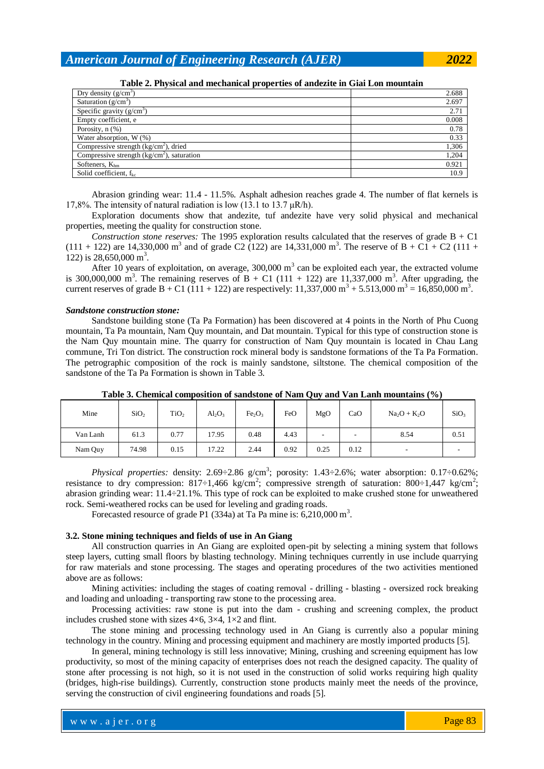**Table 2. Physical and mechanical properties of andezite in Giai Lon mountain**

| Property | Value |
|---|---|
| Dry density ($g/cm^3$) | 2.688 |
| Saturation ($g/cm^3$) | 2.697 |
| Specific gravity ($g/cm^3$) | 2.71 |
| Empty coefficient, e | 0.008 |
| Porosity, n (%) | 0.78 |
| Water absorption, W (%) | 0.33 |
| Compressive strength ($kg/cm^2$), dried | 1,306 |
| Compressive strength ($kg/cm^2$), saturation | 1,204 |
| Softeners, $K_{hm}$ | 0.921 |
| Solid coefficient, $f_{kc}$ | 10.9 |

Abrasion grinding wear: 11.4 - 11.5%. Asphalt adhesion reaches grade 4. The number of flat kernels is 17,8%. The intensity of natural radiation is low (13.1 to 13.7 μR/h).

Exploration documents show that andezite, tuf andezite have very solid physical and mechanical properties, meeting the quality for construction stone.

*Construction stone reserves:* The 1995 exploration results calculated that the reserves of grade B + C1 (111 + 122) are 14,330,000 $m^3$ and of grade C2 (122) are 14,331,000 $m^3$. The reserve of B + C1 + C2 (111 + 122) is 28,650,000 $m^3$.

After 10 years of exploitation, on average, 300,000 $m^3$ can be exploited each year, the extracted volume is 300,000,000 $m^3$. The remaining reserves of B + C1 (111 + 122) are 11,337,000 $m^3$. After upgrading, the current reserves of grade B + C1 (111 + 122) are respectively: 11,337,000 $m^3$ + 5.513,000 $m^3$ = 16,850,000 $m^3$.

***Sandstone construction stone:***

Sandstone building stone (Ta Pa Formation) has been discovered at 4 points in the North of Phu Cuong mountain, Ta Pa mountain, Nam Quy mountain, and Dat mountain. Typical for this type of construction stone is the Nam Quy mountain mine. The quarry for construction of Nam Quy mountain is located in Chau Lang commune, Tri Ton district. The construction rock mineral body is sandstone formations of the Ta Pa Formation. The petrographic composition of the rock is mainly sandstone, siltstone. The chemical composition of the sandstone of the Ta Pa Formation is shown in Table 3.

**Table 3. Chemical composition of sandstone of Nam Quy and Van Lanh mountains (%)**

| Mine | $SiO_2$ | $TiO_2$ | $Al_2O_3$ | $Fe_2O_3$ | FeO | MgO | CaO | $Na_2O + K_2O$ | $SiO_3$ |
|---|---|---|---|---|---|---|---|---|---|
| Van Lanh | 61.3 | 0.77 | 17.95 | 0.48 | 4.43 | - | - | 8.54 | 0.51 |
| Nam Quy | 74.98 | 0.15 | 17.22 | 2.44 | 0.92 | 0.25 | 0.12 | - | - |

*Physical properties:* density: 2.69÷2.86 $g/cm^3$; porosity: 1.43÷2.6%; water absorption: 0.17÷0.62%; resistance to dry compression: 817÷1,466 $kg/cm^2$; compressive strength of saturation: 800÷1,447 $kg/cm^2$; abrasion grinding wear: 11.4÷21.1%. This type of rock can be exploited to make crushed stone for unweathered rock. Semi-weathered rocks can be used for leveling and grading roads.

Forecasted resource of grade P1 (334a) at Ta Pa mine is: 6,210,000 $m^3$.

### 3.2. Stone mining techniques and fields of use in An Giang

All construction quarries in An Giang are exploited open-pit by selecting a mining system that follows steep layers, cutting small floors by blasting technology. Mining techniques currently in use include quarrying for raw materials and stone processing. The stages and operating procedures of the two activities mentioned above are as follows:

Mining activities: including the stages of coating removal - drilling - blasting - oversized rock breaking and loading and unloading - transporting raw stone to the processing area.

Processing activities: raw stone is put into the dam - crushing and screening complex, the product includes crushed stone with sizes 4×6, 3×4, 1×2 and flint.

The stone mining and processing technology used in An Giang is currently also a popular mining technology in the country. Mining and processing equipment and machinery are mostly imported products [5].

In general, mining technology is still less innovative; Mining, crushing and screening equipment has low productivity, so most of the mining capacity of enterprises does not reach the designed capacity. The quality of stone after processing is not high, so it is not used in the construction of solid works requiring high quality (bridges, high-rise buildings). Currently, construction stone products mainly meet the needs of the province, serving the construction of civil engineering foundations and roads [5].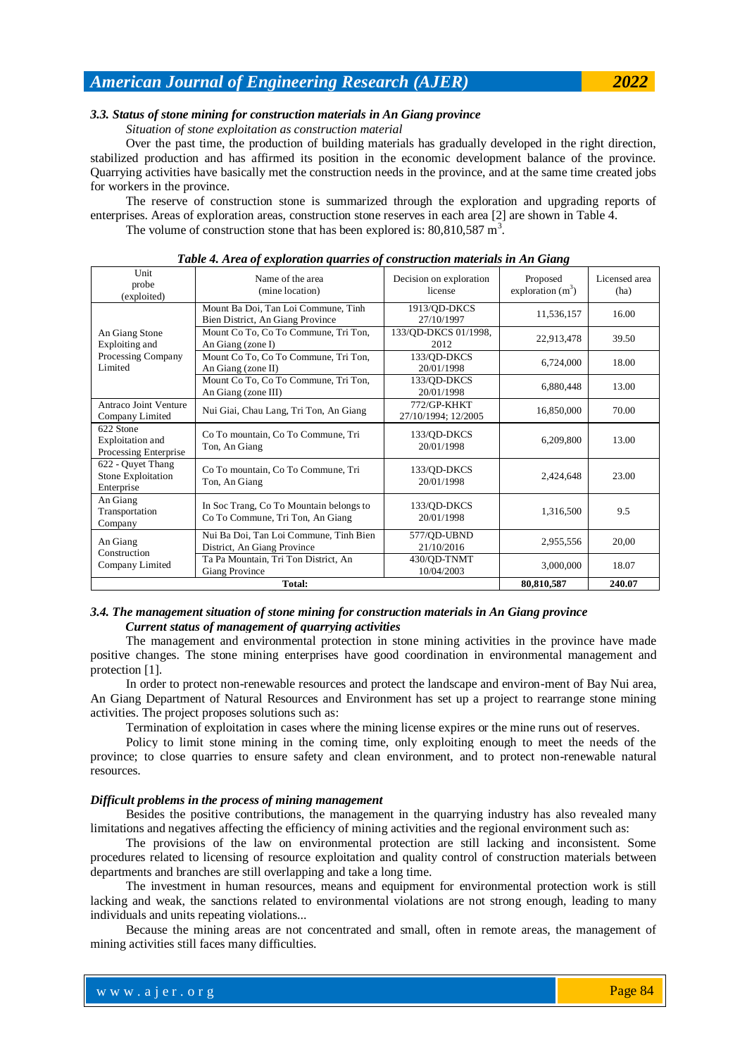### *3.3. Status of stone mining for construction materials in An Giang province*

*Situation of stone exploitation as construction material*

Over the past time, the production of building materials has gradually developed in the right direction, stabilized production and has affirmed its position in the economic development balance of the province. Quarrying activities have basically met the construction needs in the province, and at the same time created jobs for workers in the province.

The reserve of construction stone is summarized through the exploration and upgrading reports of enterprises. Areas of exploration areas, construction stone reserves in each area [2] are shown in Table 4.

The volume of construction stone that has been explored is: 80,810,587 $m^3$.

***Table 4. Area of exploration quarries of construction materials in An Giang***

| Unit probe (exploited) | Name of the area (mine location) | Decision on exploration license | Proposed exploration ($m^3$) | Licensed area (ha) |
|---|---|---|---|---|
| An Giang Stone Exploiting and Processing Company Limited | Mount Ba Doi, Tan Loi Commune, Tinh Bien District, An Giang Province | 1913/QD-DKCS 27/10/1997 | 11,536,157 | 16.00 |
| | Mount Co To, Co To Commune, Tri Ton, An Giang (zone I) | 133/QD-DKCS 01/1998, 2012 | 22,913,478 | 39.50 |
| | Mount Co To, Co To Commune, Tri Ton, An Giang (zone II) | 133/QD-DKCS 20/01/1998 | 6,724,000 | 18.00 |
| | Mount Co To, Co To Commune, Tri Ton, An Giang (zone III) | 133/QD-DKCS 20/01/1998 | 6,880,448 | 13.00 |
| Antraco Joint Venture Company Limited | Nui Giai, Chau Lang, Tri Ton, An Giang | 772/GP-KHKT 27/10/1994; 12/2005 | 16,850,000 | 70.00 |
| 622 Stone Exploitation and Processing Enterprise | Co To mountain, Co To Commune, Tri Ton, An Giang | 133/QD-DKCS 20/01/1998 | 6,209,800 | 13.00 |
| 622 - Quyet Thang Stone Exploitation Enterprise | Co To mountain, Co To Commune, Tri Ton, An Giang | 133/QD-DKCS 20/01/1998 | 2,424,648 | 23.00 |
| An Giang Transportation Company | In Soc Trang, Co To Mountain belongs to Co To Commune, Tri Ton, An Giang | 133/QD-DKCS 20/01/1998 | 1,316,500 | 9.5 |
| An Giang Construction Company Limited | Nui Ba Doi, Tan Loi Commune, Tinh Bien District, An Giang Province | 577/QD-UBND 21/10/2016 | 2,955,556 | 20,00 |
| | Ta Pa Mountain, Tri Ton District, An Giang Province | 430/QD-TNMT 10/04/2003 | 3,000,000 | 18.07 |
| **Total:** | | | **80,810,587** | **240.07** |

### *3.4. The management situation of stone mining for construction materials in An Giang province*

***Current status of management of quarrying activities***

The management and environmental protection in stone mining activities in the province have made positive changes. The stone mining enterprises have good coordination in environmental management and protection [1].

In order to protect non-renewable resources and protect the landscape and environ-ment of Bay Nui area, An Giang Department of Natural Resources and Environment has set up a project to rearrange stone mining activities. The project proposes solutions such as:

Termination of exploitation in cases where the mining license expires or the mine runs out of reserves.

Policy to limit stone mining in the coming time, only exploiting enough to meet the needs of the province; to close quarries to ensure safety and clean environment, and to protect non-renewable natural resources.

***Difficult problems in the process of mining management***

Besides the positive contributions, the management in the quarrying industry has also revealed many limitations and negatives affecting the efficiency of mining activities and the regional environment such as:

The provisions of the law on environmental protection are still lacking and inconsistent. Some procedures related to licensing of resource exploitation and quality control of construction materials between departments and branches are still overlapping and take a long time.

The investment in human resources, means and equipment for environmental protection work is still lacking and weak, the sanctions related to environmental violations are not strong enough, leading to many individuals and units repeating violations...

Because the mining areas are not concentrated and small, often in remote areas, the management of mining activities still faces many difficulties.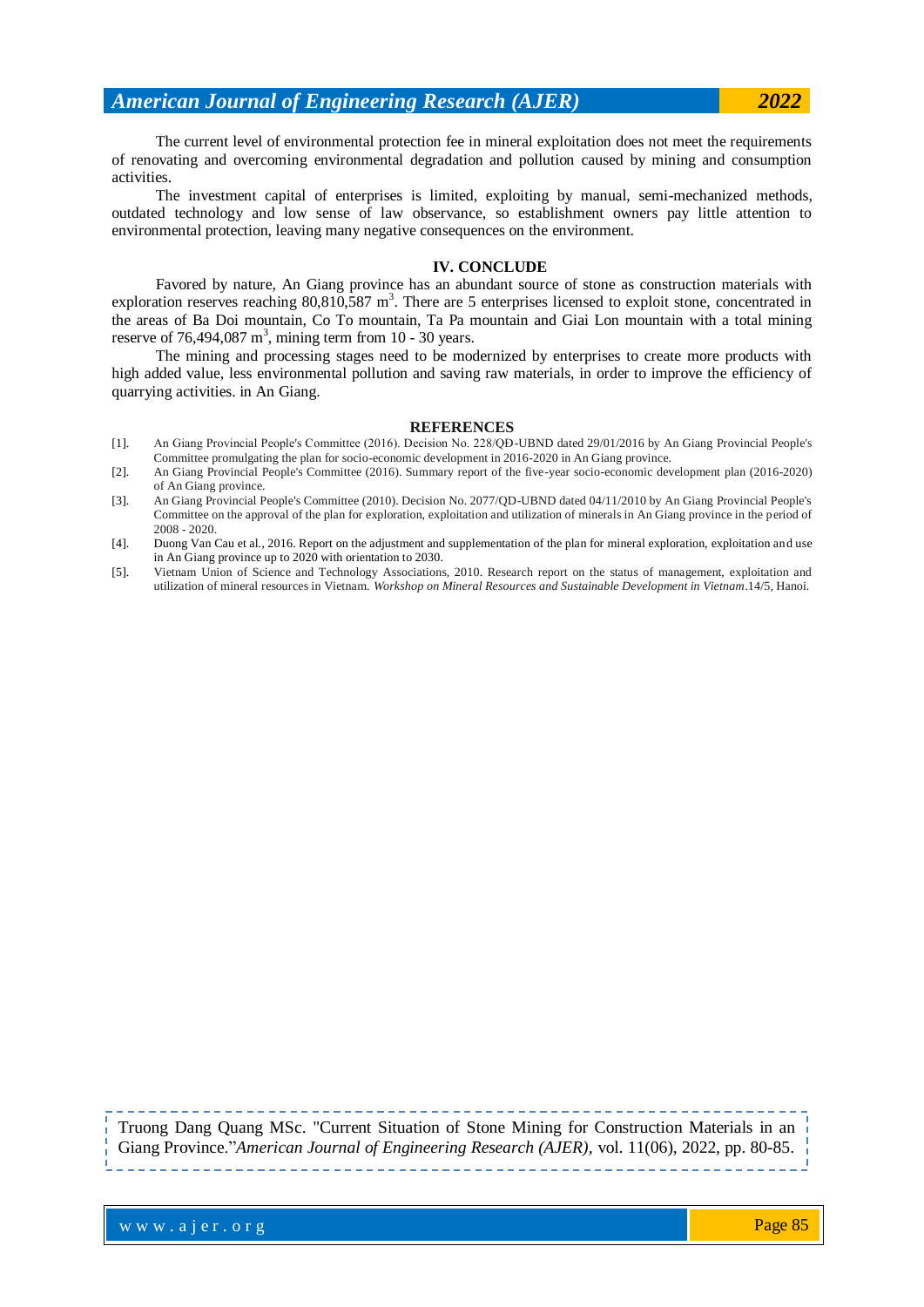The current level of environmental protection fee in mineral exploitation does not meet the requirements of renovating and overcoming environmental degradation and pollution caused by mining and consumption activities.

The investment capital of enterprises is limited, exploiting by manual, semi-mechanized methods, outdated technology and low sense of law observance, so establishment owners pay little attention to environmental protection, leaving many negative consequences on the environment.

## IV. CONCLUDE

Favored by nature, An Giang province has an abundant source of stone as construction materials with exploration reserves reaching 80,810,587 $m^3$. There are 5 enterprises licensed to exploit stone, concentrated in the areas of Ba Doi mountain, Co To mountain, Ta Pa mountain and Giai Lon mountain with a total mining reserve of 76,494,087 $m^3$, mining term from 10 - 30 years.

The mining and processing stages need to be modernized by enterprises to create more products with high added value, less environmental pollution and saving raw materials, in order to improve the efficiency of quarrying activities. in An Giang.

## REFERENCES

[1]. An Giang Provincial People's Committee (2016). Decision No. 228/QĐ-UBND dated 29/01/2016 by An Giang Provincial People's Committee promulgating the plan for socio-economic development in 2016-2020 in An Giang province.

[2]. An Giang Provincial People's Committee (2016). Summary report of the five-year socio-economic development plan (2016-2020) of An Giang province.

[3]. An Giang Provincial People's Committee (2010). Decision No. 2077/QD-UBND dated 04/11/2010 by An Giang Provincial People's Committee on the approval of the plan for exploration, exploitation and utilization of minerals in An Giang province in the period of 2008 - 2020.

[4]. Duong Van Cau et al., 2016. Report on the adjustment and supplementation of the plan for mineral exploration, exploitation and use in An Giang province up to 2020 with orientation to 2030.

[5]. Vietnam Union of Science and Technology Associations, 2010. Research report on the status of management, exploitation and utilization of mineral resources in Vietnam. *Workshop on Mineral Resources and Sustainable Development in Vietnam*.14/5, Hanoi.

Truong Dang Quang MSc. "Current Situation of Stone Mining for Construction Materials in an Giang Province."*American Journal of Engineering Research (AJER)*, vol. 11(06), 2022, pp. 80-85.